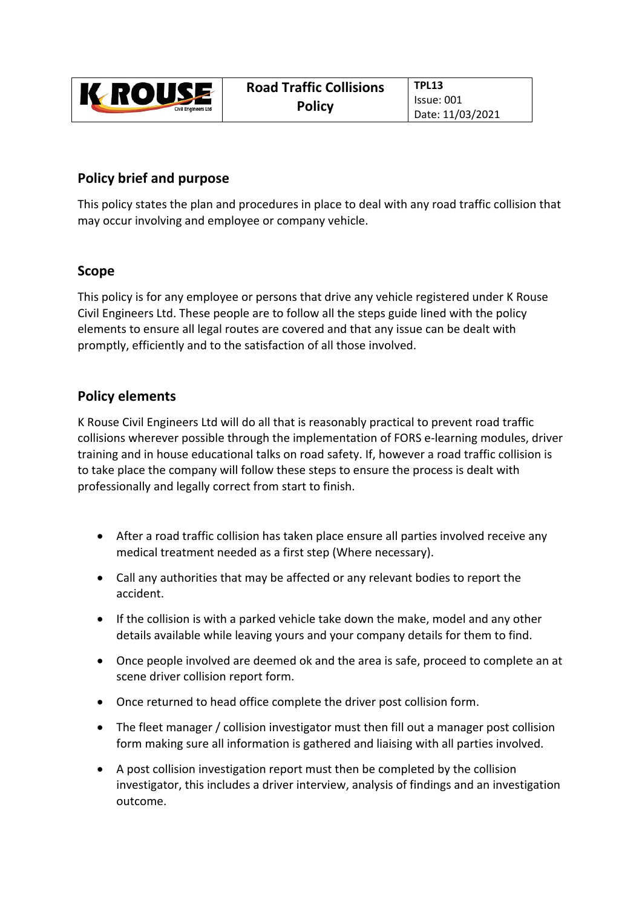| K ROUSE Civil Engineers Ltd | **Road Traffic Collisions Policy** | **TPL13**<br>Issue: 001<br>Date: 11/03/2021 |
|---|---|---|

## Policy brief and purpose

This policy states the plan and procedures in place to deal with any road traffic collision that may occur involving and employee or company vehicle.

## Scope

This policy is for any employee or persons that drive any vehicle registered under K Rouse Civil Engineers Ltd. These people are to follow all the steps guide lined with the policy elements to ensure all legal routes are covered and that any issue can be dealt with promptly, efficiently and to the satisfaction of all those involved.

## Policy elements

K Rouse Civil Engineers Ltd will do all that is reasonably practical to prevent road traffic collisions wherever possible through the implementation of FORS e-learning modules, driver training and in house educational talks on road safety. If, however a road traffic collision is to take place the company will follow these steps to ensure the process is dealt with professionally and legally correct from start to finish.

- After a road traffic collision has taken place ensure all parties involved receive any medical treatment needed as a first step (Where necessary).
- Call any authorities that may be affected or any relevant bodies to report the accident.
- If the collision is with a parked vehicle take down the make, model and any other details available while leaving yours and your company details for them to find.
- Once people involved are deemed ok and the area is safe, proceed to complete an at scene driver collision report form.
- Once returned to head office complete the driver post collision form.
- The fleet manager / collision investigator must then fill out a manager post collision form making sure all information is gathered and liaising with all parties involved.
- A post collision investigation report must then be completed by the collision investigator, this includes a driver interview, analysis of findings and an investigation outcome.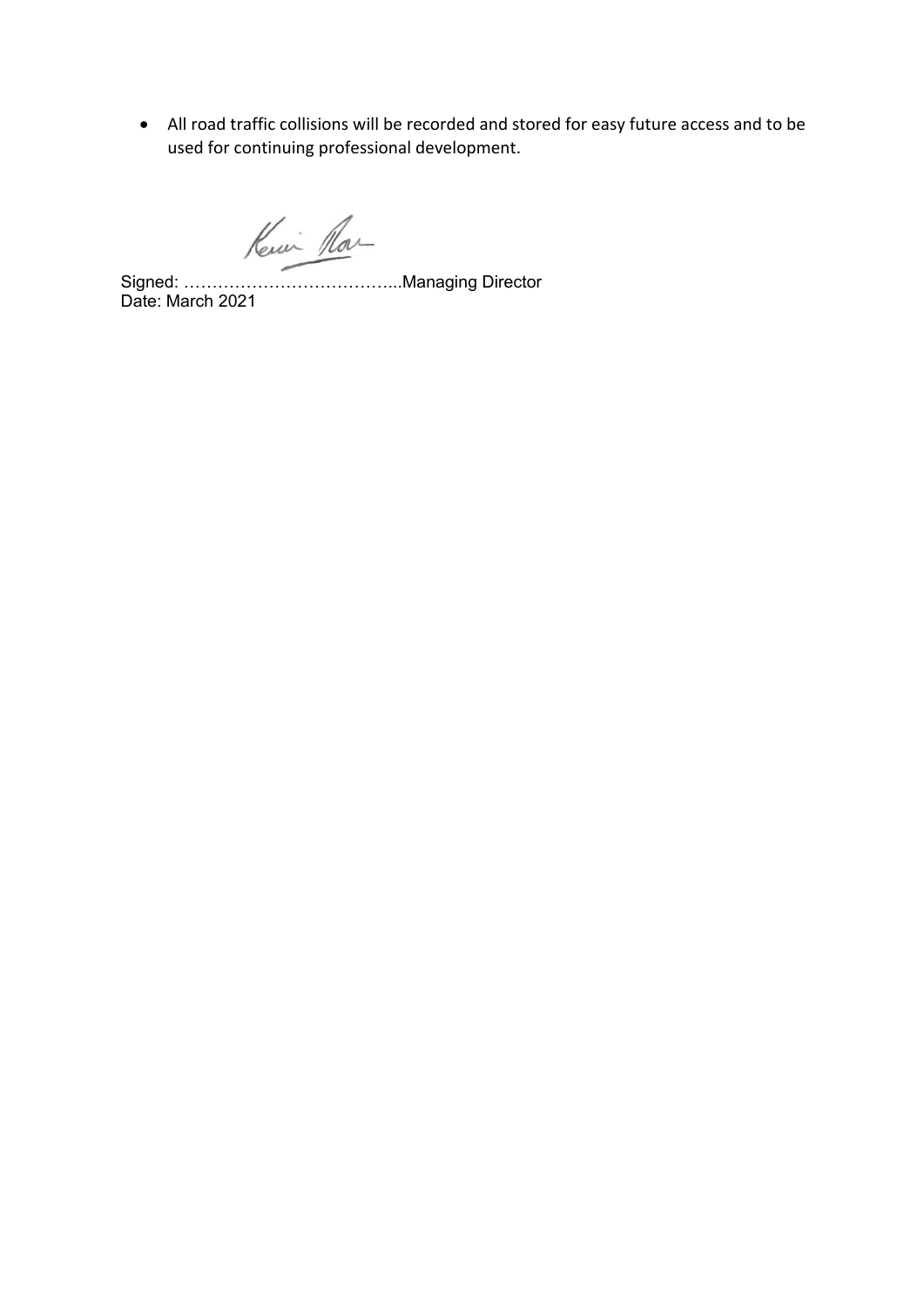- All road traffic collisions will be recorded and stored for easy future access and to be used for continuing professional development.

Signed: ………………………………...Managing Director
Date: March 2021